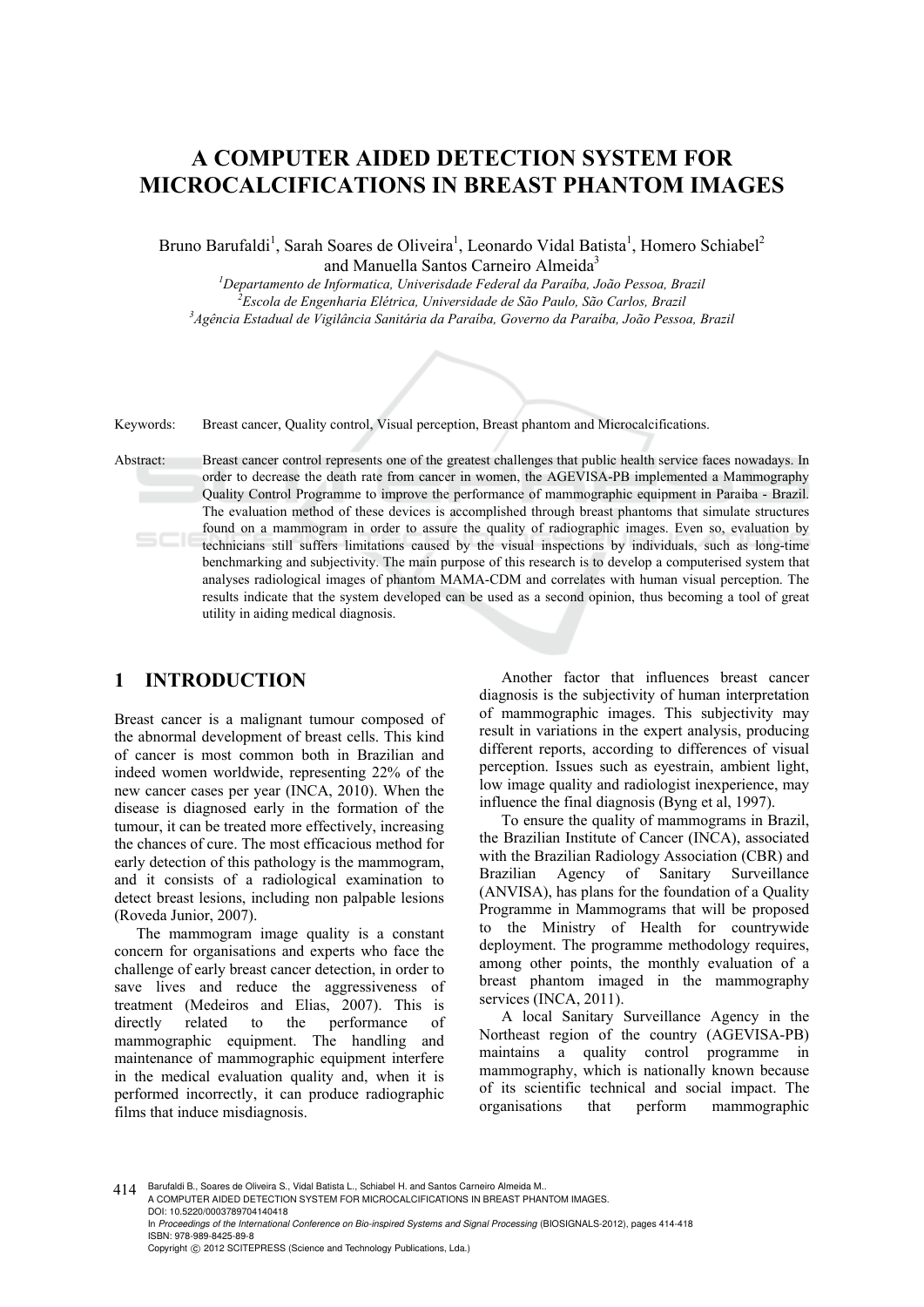# A COMPUTER AIDED DETECTION SYSTEM FOR MICROCALCIFICATIONS IN BREAST PHANTOM IMAGES

Bruno Barufaldi[1], Sarah Soares de Oliveira[1], Leonardo Vidal Batista[1], Homero Schiabel[2] and Manuella Santos Carneiro Almeida[3]

[1]*Departamento de Informatica, Univerisdade Federal da Paraíba, João Pessoa, Brazil*
[2]*Escola de Engenharia Elétrica, Universidade de São Paulo, São Carlos, Brazil*
[3]*Agência Estadual de Vigilância Sanitária da Paraíba, Governo da Paraíba, João Pessoa, Brazil*

Keywords: Breast cancer, Quality control, Visual perception, Breast phantom and Microcalcifications.

Abstract: Breast cancer control represents one of the greatest challenges that public health service faces nowadays. In order to decrease the death rate from cancer in women, the AGEVISA-PB implemented a Mammography Quality Control Programme to improve the performance of mammographic equipment in Paraiba - Brazil. The evaluation method of these devices is accomplished through breast phantoms that simulate structures found on a mammogram in order to assure the quality of radiographic images. Even so, evaluation by technicians still suffers limitations caused by the visual inspections by individuals, such as long-time benchmarking and subjectivity. The main purpose of this research is to develop a computerised system that analyses radiological images of phantom MAMA-CDM and correlates with human visual perception. The results indicate that the system developed can be used as a second opinion, thus becoming a tool of great utility in aiding medical diagnosis.

## 1 INTRODUCTION

Breast cancer is a malignant tumour composed of the abnormal development of breast cells. This kind of cancer is most common both in Brazilian and indeed women worldwide, representing 22% of the new cancer cases per year (INCA, 2010). When the disease is diagnosed early in the formation of the tumour, it can be treated more effectively, increasing the chances of cure. The most efficacious method for early detection of this pathology is the mammogram, and it consists of a radiological examination to detect breast lesions, including non palpable lesions (Roveda Junior, 2007).

The mammogram image quality is a constant concern for organisations and experts who face the challenge of early breast cancer detection, in order to save lives and reduce the aggressiveness of treatment (Medeiros and Elias, 2007). This is directly related to the performance of mammographic equipment. The handling and maintenance of mammographic equipment interfere in the medical evaluation quality and, when it is performed incorrectly, it can produce radiographic films that induce misdiagnosis.

Another factor that influences breast cancer diagnosis is the subjectivity of human interpretation of mammographic images. This subjectivity may result in variations in the expert analysis, producing different reports, according to differences of visual perception. Issues such as eyestrain, ambient light, low image quality and radiologist inexperience, may influence the final diagnosis (Byng et al, 1997).

To ensure the quality of mammograms in Brazil, the Brazilian Institute of Cancer (INCA), associated with the Brazilian Radiology Association (CBR) and Brazilian Agency of Sanitary Surveillance (ANVISA), has plans for the foundation of a Quality Programme in Mammograms that will be proposed to the Ministry of Health for countrywide deployment. The programme methodology requires, among other points, the monthly evaluation of a breast phantom imaged in the mammography services (INCA, 2011).

A local Sanitary Surveillance Agency in the Northeast region of the country (AGEVISA-PB) maintains a quality control programme in mammography, which is nationally known because of its scientific technical and social impact. The organisations that perform mammographic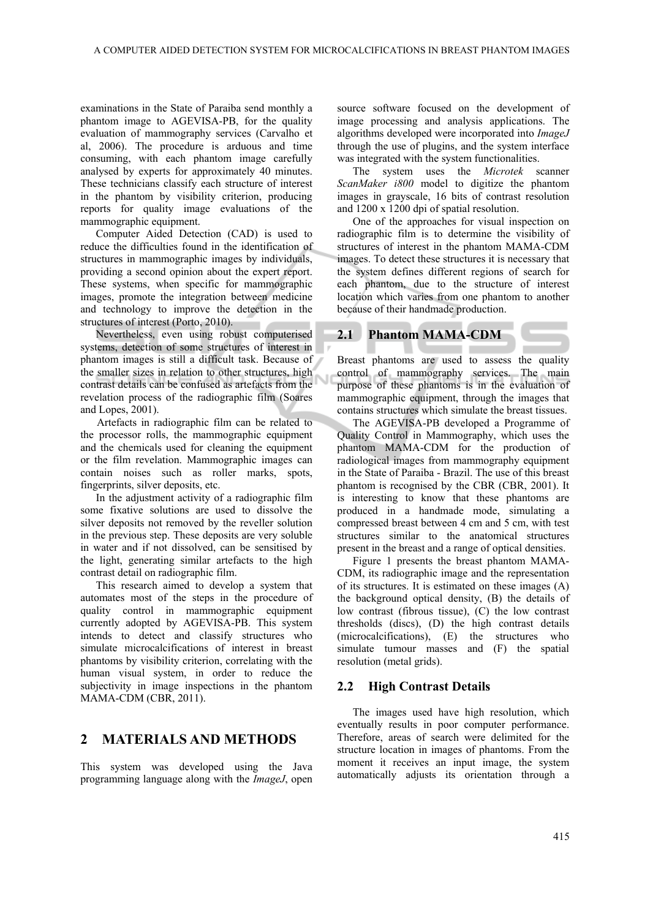examinations in the State of Paraiba send monthly a phantom image to AGEVISA-PB, for the quality evaluation of mammography services (Carvalho et al, 2006). The procedure is arduous and time consuming, with each phantom image carefully analysed by experts for approximately 40 minutes. These technicians classify each structure of interest in the phantom by visibility criterion, producing reports for quality image evaluations of the mammographic equipment.

Computer Aided Detection (CAD) is used to reduce the difficulties found in the identification of structures in mammographic images by individuals, providing a second opinion about the expert report. These systems, when specific for mammographic images, promote the integration between medicine and technology to improve the detection in the structures of interest (Porto, 2010).

Nevertheless, even using robust computerised systems, detection of some structures of interest in phantom images is still a difficult task. Because of the smaller sizes in relation to other structures, high contrast details can be confused as artefacts from the revelation process of the radiographic film (Soares and Lopes, 2001).

Artefacts in radiographic film can be related to the processor rolls, the mammographic equipment and the chemicals used for cleaning the equipment or the film revelation. Mammographic images can contain noises such as roller marks, spots, fingerprints, silver deposits, etc.

In the adjustment activity of a radiographic film some fixative solutions are used to dissolve the silver deposits not removed by the reveller solution in the previous step. These deposits are very soluble in water and if not dissolved, can be sensitised by the light, generating similar artefacts to the high contrast detail on radiographic film.

This research aimed to develop a system that automates most of the steps in the procedure of quality control in mammographic equipment currently adopted by AGEVISA-PB. This system intends to detect and classify structures who simulate microcalcifications of interest in breast phantoms by visibility criterion, correlating with the human visual system, in order to reduce the subjectivity in image inspections in the phantom MAMA-CDM (CBR, 2011).

## 2 MATERIALS AND METHODS

This system was developed using the Java programming language along with the *ImageJ*, open source software focused on the development of image processing and analysis applications. The algorithms developed were incorporated into *ImageJ* through the use of plugins, and the system interface was integrated with the system functionalities.

The system uses the *Microtek* scanner *ScanMaker i800* model to digitize the phantom images in grayscale, 16 bits of contrast resolution and 1200 x 1200 dpi of spatial resolution.

One of the approaches for visual inspection on radiographic film is to determine the visibility of structures of interest in the phantom MAMA-CDM images. To detect these structures it is necessary that the system defines different regions of search for each phantom, due to the structure of interest location which varies from one phantom to another because of their handmade production.

### 2.1 Phantom MAMA-CDM

Breast phantoms are used to assess the quality control of mammography services. The main purpose of these phantoms is in the evaluation of mammographic equipment, through the images that contains structures which simulate the breast tissues.

The AGEVISA-PB developed a Programme of Quality Control in Mammography, which uses the phantom MAMA-CDM for the production of radiological images from mammography equipment in the State of Paraiba - Brazil. The use of this breast phantom is recognised by the CBR (CBR, 2001). It is interesting to know that these phantoms are produced in a handmade mode, simulating a compressed breast between 4 cm and 5 cm, with test structures similar to the anatomical structures present in the breast and a range of optical densities.

Figure 1 presents the breast phantom MAMA-CDM, its radiographic image and the representation of its structures. It is estimated on these images (A) the background optical density, (B) the details of low contrast (fibrous tissue), (C) the low contrast thresholds (discs), (D) the high contrast details (microcalcifications), (E) the structures who simulate tumour masses and (F) the spatial resolution (metal grids).

### 2.2 High Contrast Details

The images used have high resolution, which eventually results in poor computer performance. Therefore, areas of search were delimited for the structure location in images of phantoms. From the moment it receives an input image, the system automatically adjusts its orientation through a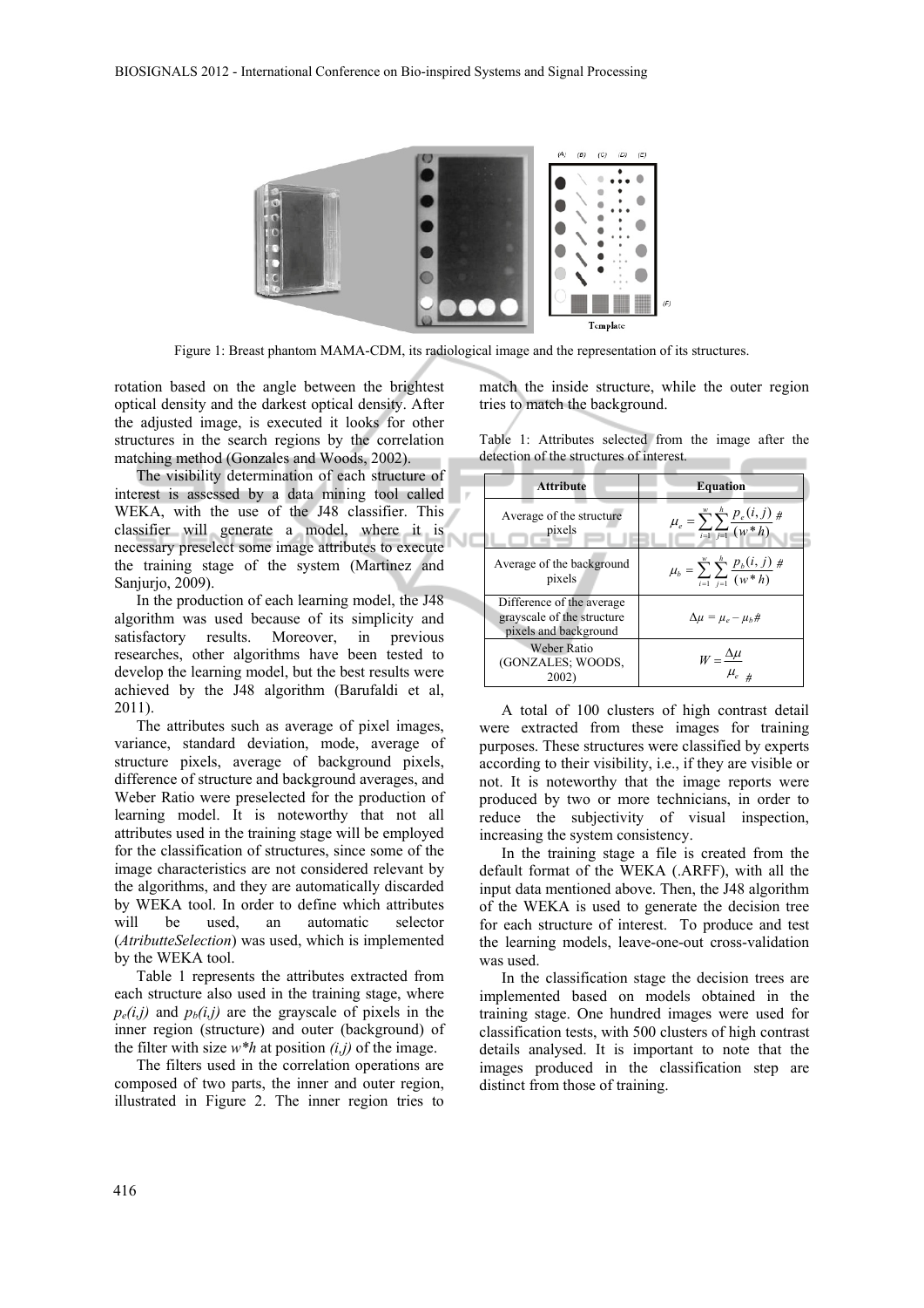Figure 1: Breast phantom MAMA-CDM, its radiological image and the representation of its structures.

rotation based on the angle between the brightest optical density and the darkest optical density. After the adjusted image, is executed it looks for other structures in the search regions by the correlation matching method (Gonzales and Woods, 2002).

The visibility determination of each structure of interest is assessed by a data mining tool called WEKA, with the use of the J48 classifier. This classifier will generate a model, where it is necessary preselect some image attributes to execute the training stage of the system (Martinez and Sanjurjo, 2009).

In the production of each learning model, the J48 algorithm was used because of its simplicity and satisfactory results. Moreover, in previous researches, other algorithms have been tested to develop the learning model, but the best results were achieved by the J48 algorithm (Barufaldi et al, 2011).

The attributes such as average of pixel images, variance, standard deviation, mode, average of structure pixels, average of background pixels, difference of structure and background averages, and Weber Ratio were preselected for the production of learning model. It is noteworthy that not all attributes used in the training stage will be employed for the classification of structures, since some of the image characteristics are not considered relevant by the algorithms, and they are automatically discarded by WEKA tool. In order to define which attributes will be used, an automatic selector (*AtributteSelection*) was used, which is implemented by the WEKA tool.

Table 1 represents the attributes extracted from each structure also used in the training stage, where $p_e(i,j)$ and $p_b(i,j)$ are the grayscale of pixels in the inner region (structure) and outer (background) of the filter with size $w*h$ at position $(i,j)$ of the image.

The filters used in the correlation operations are composed of two parts, the inner and outer region, illustrated in Figure 2. The inner region tries to match the inside structure, while the outer region tries to match the background.

Table 1: Attributes selected from the image after the detection of the structures of interest.

| Attribute | Equation |
|---|---|
| Average of the structure pixels | $\mu_e = \sum_{i=1}^{w}\sum_{j=1}^{h}\frac{p_e(i,j)}{(w*h)}$ # |
| Average of the background pixels | $\mu_b = \sum_{i=1}^{w}\sum_{j=1}^{h}\frac{p_b(i,j)}{(w*h)}$ # |
| Difference of the average grayscale of the structure pixels and background | $\Delta\mu = \mu_e - \mu_b$# |
| Weber Ratio (GONZALES; WOODS, 2002) | $W = \frac{\Delta\mu}{\mu_e}$ # |

A total of 100 clusters of high contrast detail were extracted from these images for training purposes. These structures were classified by experts according to their visibility, i.e., if they are visible or not. It is noteworthy that the image reports were produced by two or more technicians, in order to reduce the subjectivity of visual inspection, increasing the system consistency.

In the training stage a file is created from the default format of the WEKA (.ARFF), with all the input data mentioned above. Then, the J48 algorithm of the WEKA is used to generate the decision tree for each structure of interest. To produce and test the learning models, leave-one-out cross-validation was used.

In the classification stage the decision trees are implemented based on models obtained in the training stage. One hundred images were used for classification tests, with 500 clusters of high contrast details analysed. It is important to note that the images produced in the classification step are distinct from those of training.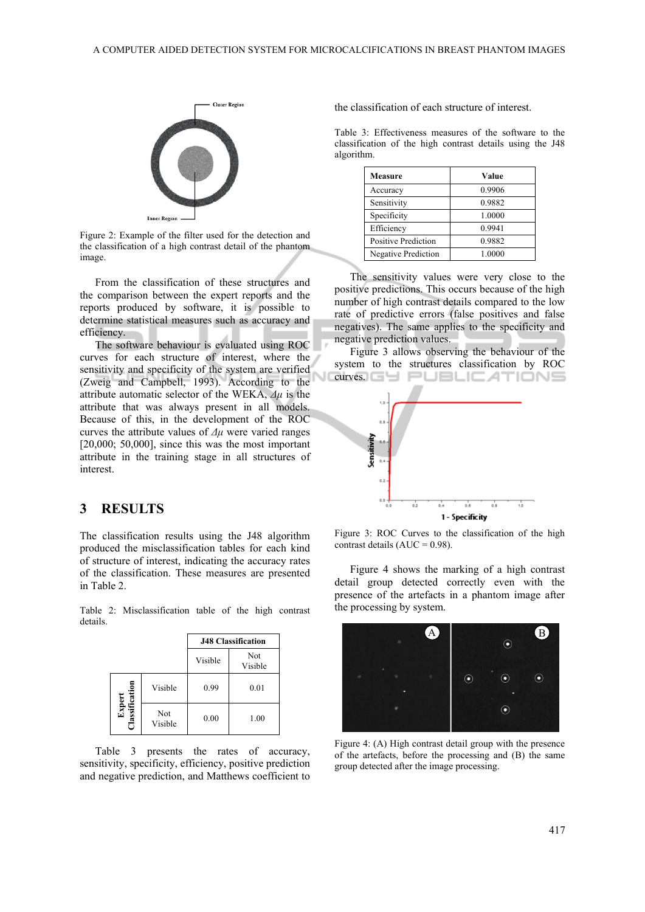Figure 2: Example of the filter used for the detection and the classification of a high contrast detail of the phantom image.

From the classification of these structures and the comparison between the expert reports and the reports produced by software, it is possible to determine statistical measures such as accuracy and efficiency.

The software behaviour is evaluated using ROC curves for each structure of interest, where the sensitivity and specificity of the system are verified (Zweig and Campbell, 1993). According to the attribute automatic selector of the WEKA, $\Delta\mu$ is the attribute that was always present in all models. Because of this, in the development of the ROC curves the attribute values of $\Delta\mu$ were varied ranges [20,000; 50,000], since this was the most important attribute in the training stage in all structures of interest.

## 3 RESULTS

The classification results using the J48 algorithm produced the misclassification tables for each kind of structure of interest, indicating the accuracy rates of the classification. These measures are presented in Table 2.

Table 2: Misclassification table of the high contrast details.

| | | J48 Classification | |
|---|---|---|---|
| | | Visible | Not Visible |
| Expert Classification | Visible | 0.99 | 0.01 |
| | Not Visible | 0.00 | 1.00 |

Table 3 presents the rates of accuracy, sensitivity, specificity, efficiency, positive prediction and negative prediction, and Matthews coefficient to the classification of each structure of interest.

Table 3: Effectiveness measures of the software to the classification of the high contrast details using the J48 algorithm.

| Measure | Value |
|---|---|
| Accuracy | 0.9906 |
| Sensitivity | 0.9882 |
| Specificity | 1.0000 |
| Efficiency | 0.9941 |
| Positive Prediction | 0.9882 |
| Negative Prediction | 1.0000 |

The sensitivity values were very close to the positive predictions. This occurs because of the high number of high contrast details compared to the low rate of predictive errors (false positives and false negatives). The same applies to the specificity and negative prediction values.

Figure 3 allows observing the behaviour of the system to the structures classification by ROC curves.

Figure 3: ROC Curves to the classification of the high contrast details (AUC = 0.98).

Figure 4 shows the marking of a high contrast detail group detected correctly even with the presence of the artefacts in a phantom image after the processing by system.

Figure 4: (A) High contrast detail group with the presence of the artefacts, before the processing and (B) the same group detected after the image processing.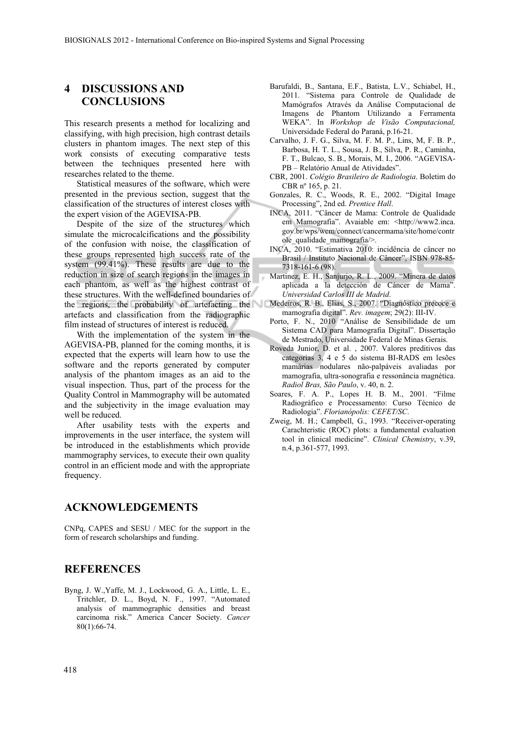## 4 DISCUSSIONS AND CONCLUSIONS

This research presents a method for localizing and classifying, with high precision, high contrast details clusters in phantom images. The next step of this work consists of executing comparative tests between the techniques presented here with researches related to the theme.

Statistical measures of the software, which were presented in the previous section, suggest that the classification of the structures of interest closes with the expert vision of the AGEVISA-PB.

Despite of the size of the structures which simulate the microcalcifications and the possibility of the confusion with noise, the classification of these groups represented high success rate of the system (99.41%). These results are due to the reduction in size of search regions in the images in each phantom, as well as the highest contrast of these structures. With the well-defined boundaries of the regions, the probability of artefacting the artefacts and classification from the radiographic film instead of structures of interest is reduced.

With the implementation of the system in the AGEVISA-PB, planned for the coming months, it is expected that the experts will learn how to use the software and the reports generated by computer analysis of the phantom images as an aid to the visual inspection. Thus, part of the process for the Quality Control in Mammography will be automated and the subjectivity in the image evaluation may well be reduced.

After usability tests with the experts and improvements in the user interface, the system will be introduced in the establishments which provide mammography services, to execute their own quality control in an efficient mode and with the appropriate frequency.

## ACKNOWLEDGEMENTS

CNPq, CAPES and SESU / MEC for the support in the form of research scholarships and funding.

## REFERENCES

Byng, J. W.,Yaffe, M. J., Lockwood, G. A., Little, L. E., Tritchler, D. L., Boyd, N. F., 1997. "Automated analysis of mammographic densities and breast carcinoma risk." America Cancer Society. *Cancer* 80(1):66-74.

Barufaldi, B., Santana, E.F., Batista, L.V., Schiabel, H., 2011. "Sistema para Controle de Qualidade de Mamógrafos Através da Análise Computacional de Imagens de Phantom Utilizando a Ferramenta WEKA". In *Workshop de Visão Computacional,* Universidade Federal do Paraná, p.16-21.

Carvalho, J. F. G., Silva, M. F. M. P., Lins, M, F. B. P., Barbosa, H. T. L., Sousa, J. B., Silva, P. R., Caminha, F. T., Bulcao, S. B., Morais, M. I., 2006. "AGEVISA-PB – Relatório Anual de Atividades".

CBR, 2001. *Colégio Brasileiro de Radiologia*. Boletim do CBR nº 165, p. 21.

Gonzales, R. C., Woods, R. E., 2002. "Digital Image Processing", 2nd ed. *Prentice Hall*.

INCA, 2011. "Câncer de Mama: Controle de Qualidade em Mamografia". Avaiable em: <http://www2.inca.gov.br/wps/wcm/connect/cancermama/site/home/controle_qualidade_mamografia/>.

INCA, 2010. "Estimativa 2010: incidência de câncer no Brasil / Instituto Nacional de Câncer", ISBN 978-85-7318-161-6 (98).

Martinez, E. H., Sanjurjo, R. L., 2009. "Minera de datos aplicada a la detección de Cáncer de Mama". *Universidad Carlos III de Madrid*.

Medeiros, R. B., Elias, S., 2007. "Diagnóstico precoce e mamografia digital". *Rev. imagem*; 29(2): III-IV.

Porto, F. N., 2010 "Análise de Sensibilidade de um Sistema CAD para Mamografia Digital". Dissertação de Mestrado, Universidade Federal de Minas Gerais.

Roveda Junior, D. et al. , 2007. Valores preditivos das categorias 3, 4 e 5 do sistema BI-RADS em lesões mamárias nodulares não-palpáveis avaliadas por mamografia, ultra-sonografia e ressonância magnética. *Radiol Bras, São Paulo*, v. 40, n. 2.

Soares, F. A. P., Lopes H. B. M., 2001. "Filme Radiográfico e Processamento: Curso Técnico de Radiologia". *Florianópolis: CEFET/SC*.

Zweig, M. H.; Campbell, G., 1993. "Receiver-operating Carachteristic (ROC) plots: a fundamental evaluation tool in clinical medicine". *Clinical Chemistry*, v.39, n.4, p.361-577, 1993.